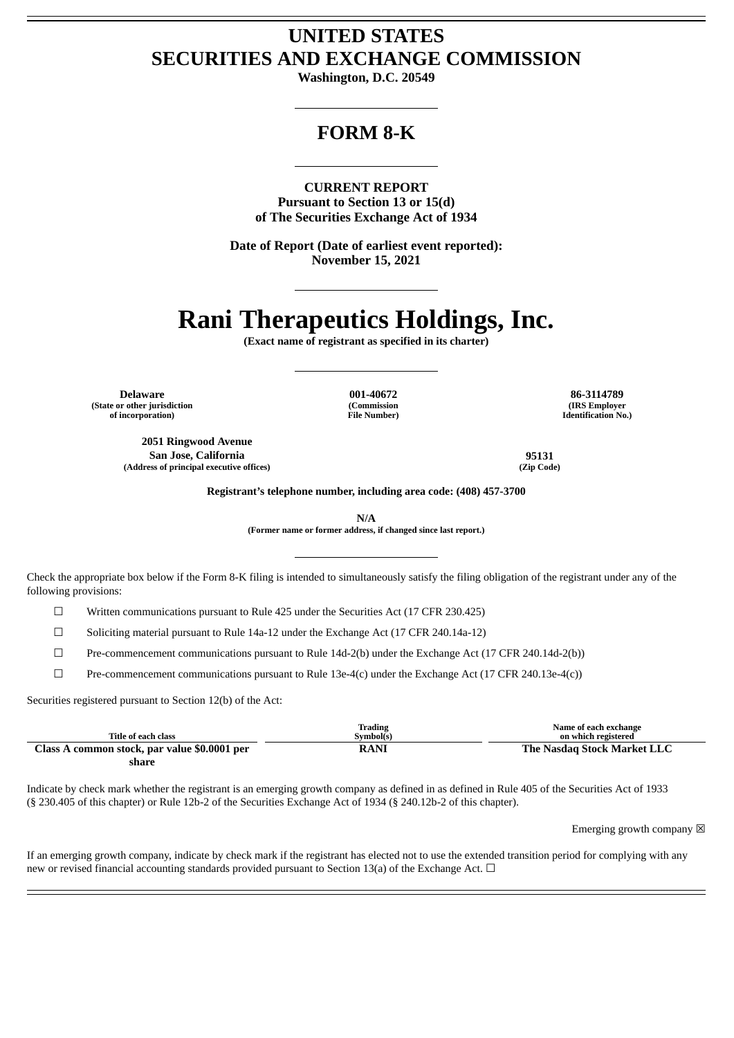# UNITED STATES
# SECURITIES AND EXCHANGE COMMISSION

**Washington, D.C. 20549**

## FORM 8-K

**CURRENT REPORT**
**Pursuant to Section 13 or 15(d)**
**of The Securities Exchange Act of 1934**

**Date of Report (Date of earliest event reported):**
**November 15, 2021**

# Rani Therapeutics Holdings, Inc.

**(Exact name of registrant as specified in its charter)**

| Delaware | 001-40672 | 86-3114789 |
| --- | --- | --- |
| (State or other jurisdiction of incorporation) | (Commission File Number) | (IRS Employer Identification No.) |

| 2051 Ringwood Avenue San Jose, California | 95131 |
| --- | --- |
| (Address of principal executive offices) | (Zip Code) |

**Registrant's telephone number, including area code: (408) 457-3700**

**N/A**
**(Former name or former address, if changed since last report.)**

Check the appropriate box below if the Form 8-K filing is intended to simultaneously satisfy the filing obligation of the registrant under any of the following provisions:

☐ Written communications pursuant to Rule 425 under the Securities Act (17 CFR 230.425)

☐ Soliciting material pursuant to Rule 14a-12 under the Exchange Act (17 CFR 240.14a-12)

☐ Pre-commencement communications pursuant to Rule 14d-2(b) under the Exchange Act (17 CFR 240.14d-2(b))

☐ Pre-commencement communications pursuant to Rule 13e-4(c) under the Exchange Act (17 CFR 240.13e-4(c))

Securities registered pursuant to Section 12(b) of the Act:

| Title of each class | Trading Symbol(s) | Name of each exchange on which registered |
| --- | --- | --- |
| **Class A common stock, par value $0.0001 per share** | **RANI** | **The Nasdaq Stock Market LLC** |

Indicate by check mark whether the registrant is an emerging growth company as defined in as defined in Rule 405 of the Securities Act of 1933 (§ 230.405 of this chapter) or Rule 12b-2 of the Securities Exchange Act of 1934 (§ 240.12b-2 of this chapter).

Emerging growth company ☒

If an emerging growth company, indicate by check mark if the registrant has elected not to use the extended transition period for complying with any new or revised financial accounting standards provided pursuant to Section 13(a) of the Exchange Act. ☐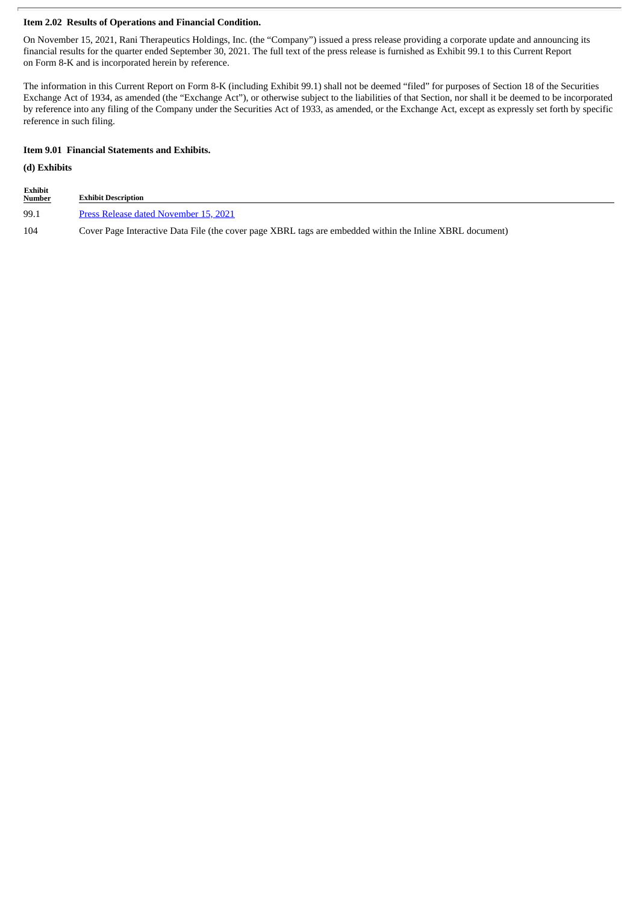**Item 2.02 Results of Operations and Financial Condition.**

On November 15, 2021, Rani Therapeutics Holdings, Inc. (the "Company") issued a press release providing a corporate update and announcing its financial results for the quarter ended September 30, 2021. The full text of the press release is furnished as Exhibit 99.1 to this Current Report on Form 8-K and is incorporated herein by reference.

The information in this Current Report on Form 8-K (including Exhibit 99.1) shall not be deemed "filed" for purposes of Section 18 of the Securities Exchange Act of 1934, as amended (the "Exchange Act"), or otherwise subject to the liabilities of that Section, nor shall it be deemed to be incorporated by reference into any filing of the Company under the Securities Act of 1933, as amended, or the Exchange Act, except as expressly set forth by specific reference in such filing.

**Item 9.01 Financial Statements and Exhibits.**

**(d) Exhibits**

| Exhibit Number | Exhibit Description |
|---|---|
| 99.1 | Press Release dated November 15, 2021 |
| 104 | Cover Page Interactive Data File (the cover page XBRL tags are embedded within the Inline XBRL document) |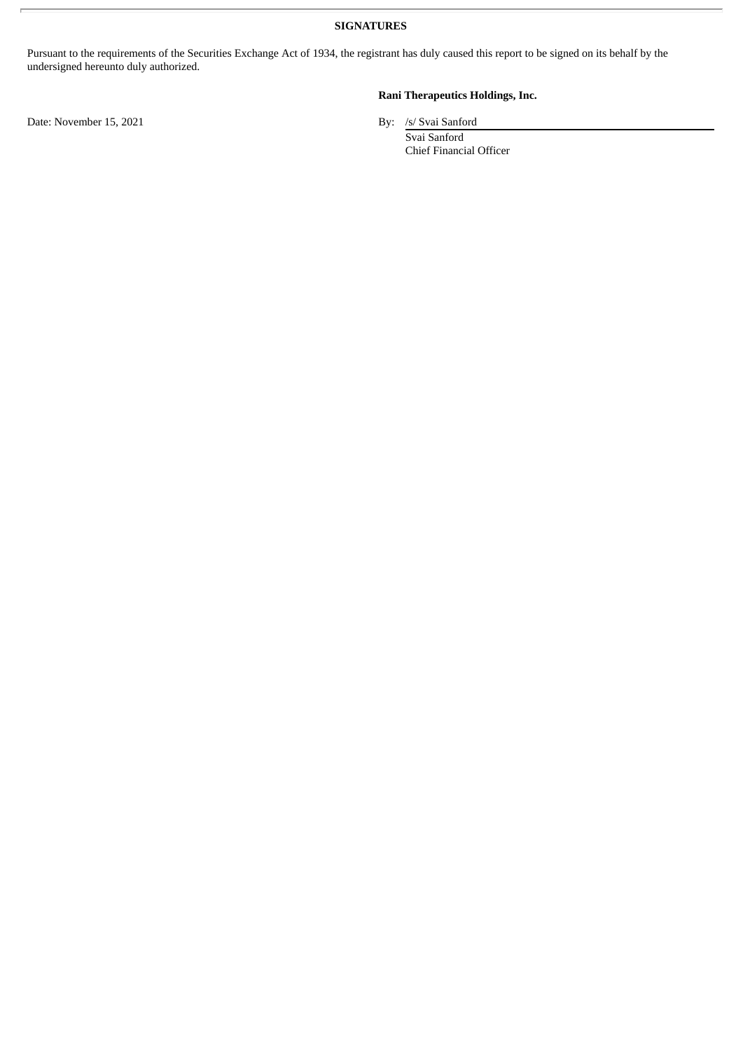**SIGNATURES**

Pursuant to the requirements of the Securities Exchange Act of 1934, the registrant has duly caused this report to be signed on its behalf by the undersigned hereunto duly authorized.

**Rani Therapeutics Holdings, Inc.**

Date: November 15, 2021

By: /s/ Svai Sanford

Svai Sanford
Chief Financial Officer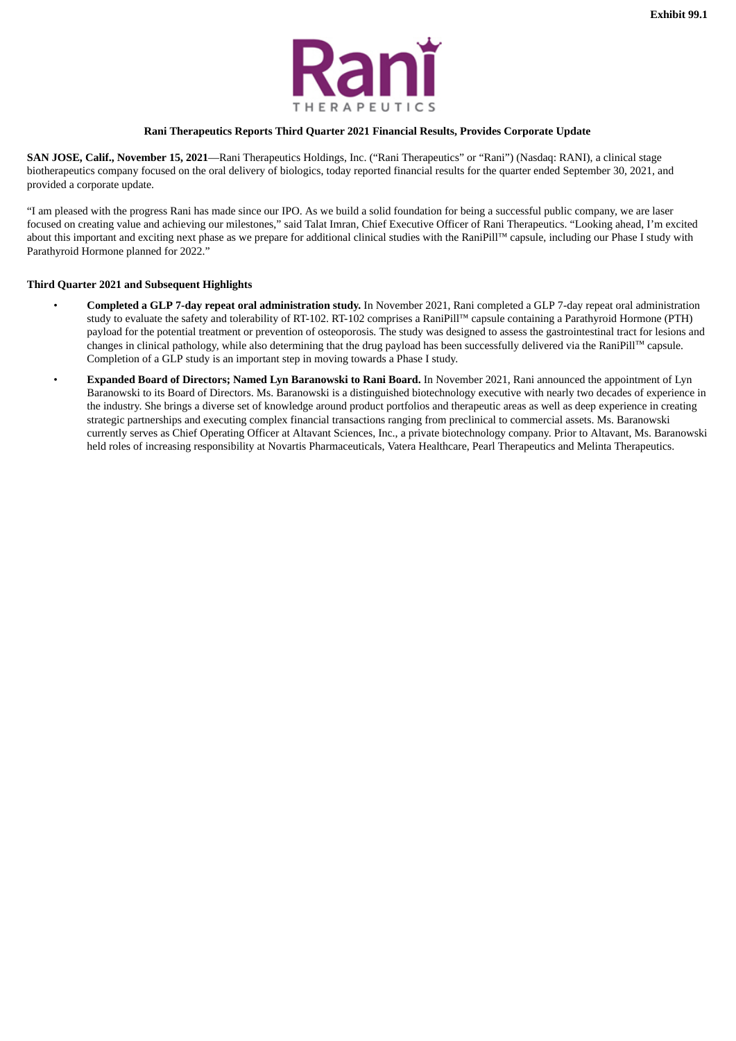Exhibit 99.1

**Rani Therapeutics Reports Third Quarter 2021 Financial Results, Provides Corporate Update**

**SAN JOSE, Calif., November 15, 2021**—Rani Therapeutics Holdings, Inc. ("Rani Therapeutics" or "Rani") (Nasdaq: RANI), a clinical stage biotherapeutics company focused on the oral delivery of biologics, today reported financial results for the quarter ended September 30, 2021, and provided a corporate update.

"I am pleased with the progress Rani has made since our IPO. As we build a solid foundation for being a successful public company, we are laser focused on creating value and achieving our milestones," said Talat Imran, Chief Executive Officer of Rani Therapeutics. "Looking ahead, I'm excited about this important and exciting next phase as we prepare for additional clinical studies with the RaniPill™ capsule, including our Phase I study with Parathyroid Hormone planned for 2022."

**Third Quarter 2021 and Subsequent Highlights**

- **Completed a GLP 7-day repeat oral administration study.** In November 2021, Rani completed a GLP 7-day repeat oral administration study to evaluate the safety and tolerability of RT-102. RT-102 comprises a RaniPill™ capsule containing a Parathyroid Hormone (PTH) payload for the potential treatment or prevention of osteoporosis. The study was designed to assess the gastrointestinal tract for lesions and changes in clinical pathology, while also determining that the drug payload has been successfully delivered via the RaniPill™ capsule. Completion of a GLP study is an important step in moving towards a Phase I study.
- **Expanded Board of Directors; Named Lyn Baranowski to Rani Board.** In November 2021, Rani announced the appointment of Lyn Baranowski to its Board of Directors. Ms. Baranowski is a distinguished biotechnology executive with nearly two decades of experience in the industry. She brings a diverse set of knowledge around product portfolios and therapeutic areas as well as deep experience in creating strategic partnerships and executing complex financial transactions ranging from preclinical to commercial assets. Ms. Baranowski currently serves as Chief Operating Officer at Altavant Sciences, Inc., a private biotechnology company. Prior to Altavant, Ms. Baranowski held roles of increasing responsibility at Novartis Pharmaceuticals, Vatera Healthcare, Pearl Therapeutics and Melinta Therapeutics.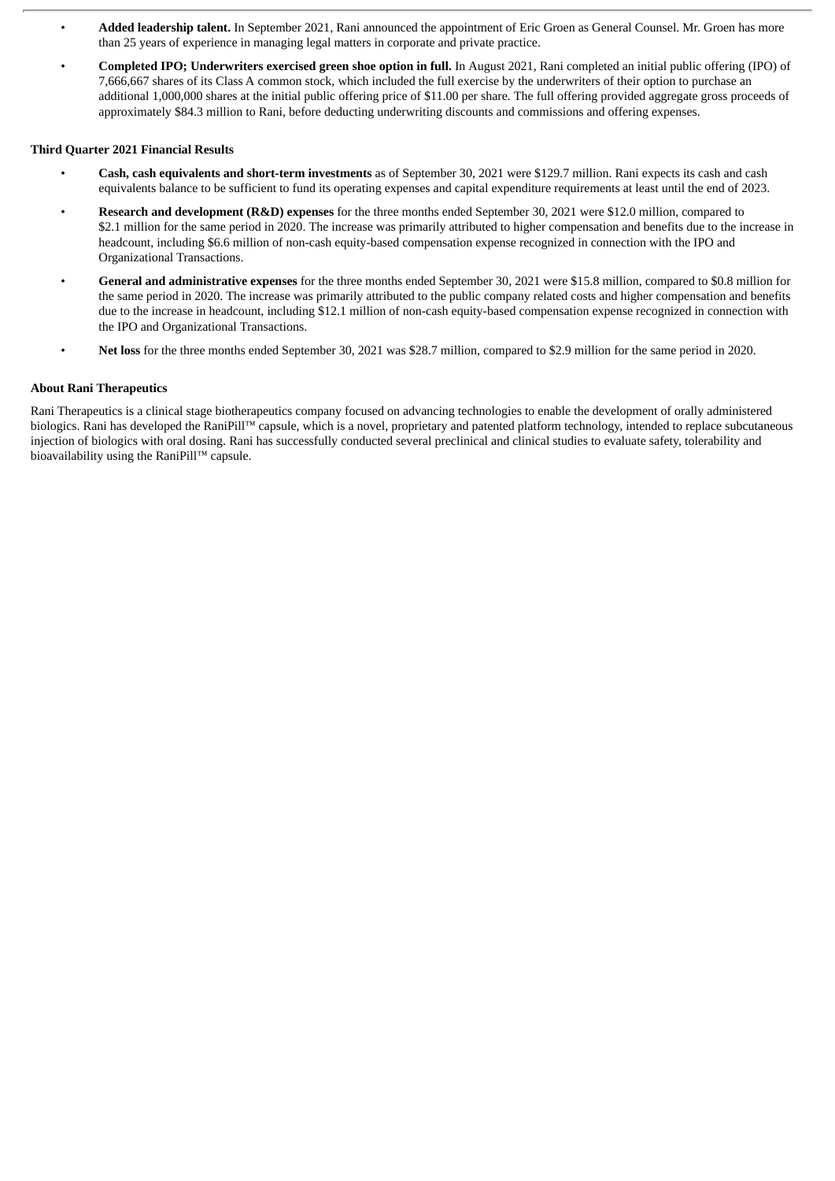- **Added leadership talent.** In September 2021, Rani announced the appointment of Eric Groen as General Counsel. Mr. Groen has more than 25 years of experience in managing legal matters in corporate and private practice.
- **Completed IPO; Underwriters exercised green shoe option in full.** In August 2021, Rani completed an initial public offering (IPO) of 7,666,667 shares of its Class A common stock, which included the full exercise by the underwriters of their option to purchase an additional 1,000,000 shares at the initial public offering price of $11.00 per share. The full offering provided aggregate gross proceeds of approximately $84.3 million to Rani, before deducting underwriting discounts and commissions and offering expenses.

**Third Quarter 2021 Financial Results**

- **Cash, cash equivalents and short-term investments** as of September 30, 2021 were $129.7 million. Rani expects its cash and cash equivalents balance to be sufficient to fund its operating expenses and capital expenditure requirements at least until the end of 2023.
- **Research and development (R&D) expenses** for the three months ended September 30, 2021 were $12.0 million, compared to $2.1 million for the same period in 2020. The increase was primarily attributed to higher compensation and benefits due to the increase in headcount, including $6.6 million of non-cash equity-based compensation expense recognized in connection with the IPO and Organizational Transactions.
- **General and administrative expenses** for the three months ended September 30, 2021 were $15.8 million, compared to $0.8 million for the same period in 2020. The increase was primarily attributed to the public company related costs and higher compensation and benefits due to the increase in headcount, including $12.1 million of non-cash equity-based compensation expense recognized in connection with the IPO and Organizational Transactions.
- **Net loss** for the three months ended September 30, 2021 was $28.7 million, compared to $2.9 million for the same period in 2020.

**About Rani Therapeutics**

Rani Therapeutics is a clinical stage biotherapeutics company focused on advancing technologies to enable the development of orally administered biologics. Rani has developed the RaniPill™ capsule, which is a novel, proprietary and patented platform technology, intended to replace subcutaneous injection of biologics with oral dosing. Rani has successfully conducted several preclinical and clinical studies to evaluate safety, tolerability and bioavailability using the RaniPill™ capsule.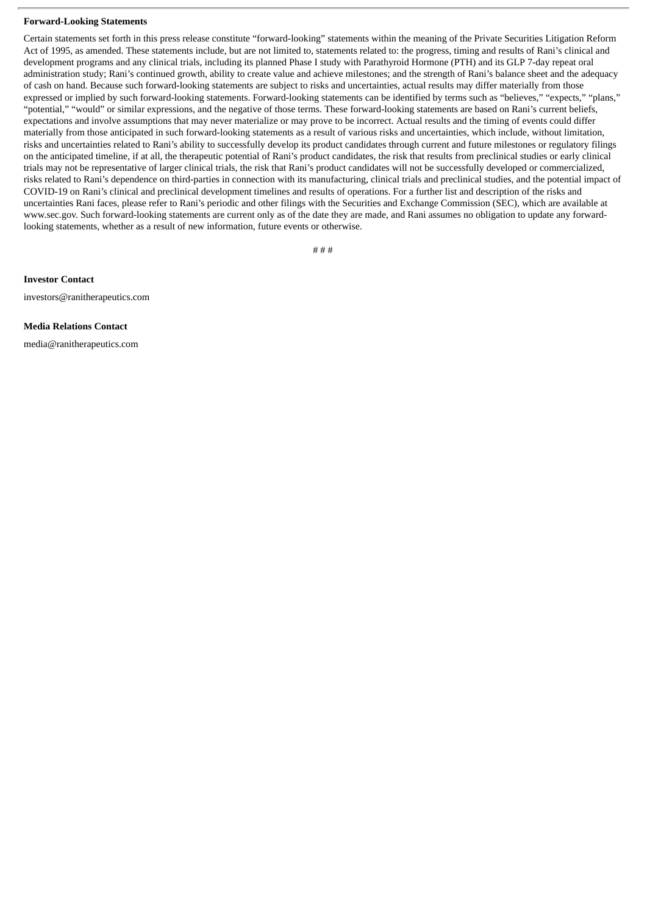**Forward-Looking Statements**

Certain statements set forth in this press release constitute "forward-looking" statements within the meaning of the Private Securities Litigation Reform Act of 1995, as amended. These statements include, but are not limited to, statements related to: the progress, timing and results of Rani's clinical and development programs and any clinical trials, including its planned Phase I study with Parathyroid Hormone (PTH) and its GLP 7-day repeat oral administration study; Rani's continued growth, ability to create value and achieve milestones; and the strength of Rani's balance sheet and the adequacy of cash on hand. Because such forward-looking statements are subject to risks and uncertainties, actual results may differ materially from those expressed or implied by such forward-looking statements. Forward-looking statements can be identified by terms such as "believes," "expects," "plans," "potential," "would" or similar expressions, and the negative of those terms. These forward-looking statements are based on Rani's current beliefs, expectations and involve assumptions that may never materialize or may prove to be incorrect. Actual results and the timing of events could differ materially from those anticipated in such forward-looking statements as a result of various risks and uncertainties, which include, without limitation, risks and uncertainties related to Rani's ability to successfully develop its product candidates through current and future milestones or regulatory filings on the anticipated timeline, if at all, the therapeutic potential of Rani's product candidates, the risk that results from preclinical studies or early clinical trials may not be representative of larger clinical trials, the risk that Rani's product candidates will not be successfully developed or commercialized, risks related to Rani's dependence on third-parties in connection with its manufacturing, clinical trials and preclinical studies, and the potential impact of COVID-19 on Rani's clinical and preclinical development timelines and results of operations. For a further list and description of the risks and uncertainties Rani faces, please refer to Rani's periodic and other filings with the Securities and Exchange Commission (SEC), which are available at www.sec.gov. Such forward-looking statements are current only as of the date they are made, and Rani assumes no obligation to update any forward-looking statements, whether as a result of new information, future events or otherwise.

# # #

**Investor Contact**

investors@ranitherapeutics.com

**Media Relations Contact**

media@ranitherapeutics.com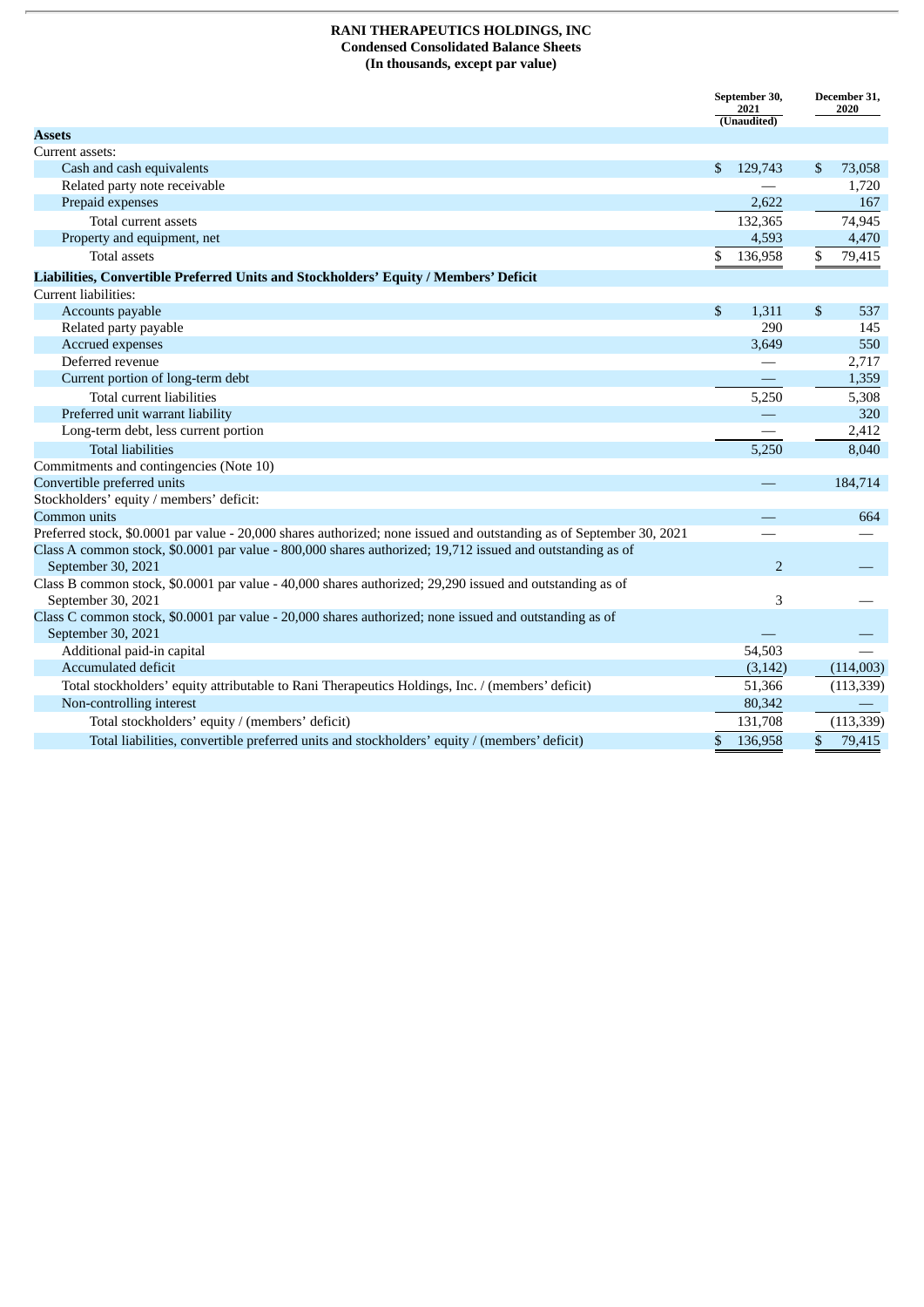**RANI THERAPEUTICS HOLDINGS, INC**
**Condensed Consolidated Balance Sheets**
**(In thousands, except par value)**

| | September 30, 2021 (Unaudited) | December 31, 2020 |
|---|---|---|
| **Assets** | | |
| Current assets: | | |
| Cash and cash equivalents | $ 129,743 | $ 73,058 |
| Related party note receivable | — | 1,720 |
| Prepaid expenses | 2,622 | 167 |
| Total current assets | 132,365 | 74,945 |
| Property and equipment, net | 4,593 | 4,470 |
| Total assets | $ 136,958 | $ 79,415 |
| **Liabilities, Convertible Preferred Units and Stockholders' Equity / Members' Deficit** | | |
| Current liabilities: | | |
| Accounts payable | $ 1,311 | $ 537 |
| Related party payable | 290 | 145 |
| Accrued expenses | 3,649 | 550 |
| Deferred revenue | — | 2,717 |
| Current portion of long-term debt | — | 1,359 |
| Total current liabilities | 5,250 | 5,308 |
| Preferred unit warrant liability | — | 320 |
| Long-term debt, less current portion | — | 2,412 |
| Total liabilities | 5,250 | 8,040 |
| Commitments and contingencies (Note 10) | | |
| Convertible preferred units | — | 184,714 |
| Stockholders' equity / members' deficit: | | |
| Common units | — | 664 |
| Preferred stock, $0.0001 par value - 20,000 shares authorized; none issued and outstanding as of September 30, 2021 | — | — |
| Class A common stock, $0.0001 par value - 800,000 shares authorized; 19,712 issued and outstanding as of September 30, 2021 | 2 | — |
| Class B common stock, $0.0001 par value - 40,000 shares authorized; 29,290 issued and outstanding as of September 30, 2021 | 3 | — |
| Class C common stock, $0.0001 par value - 20,000 shares authorized; none issued and outstanding as of September 30, 2021 | — | — |
| Additional paid-in capital | 54,503 | — |
| Accumulated deficit | (3,142) | (114,003) |
| Total stockholders' equity attributable to Rani Therapeutics Holdings, Inc. / (members' deficit) | 51,366 | (113,339) |
| Non-controlling interest | 80,342 | — |
| Total stockholders' equity / (members' deficit) | 131,708 | (113,339) |
| Total liabilities, convertible preferred units and stockholders' equity / (members' deficit) | $ 136,958 | $ 79,415 |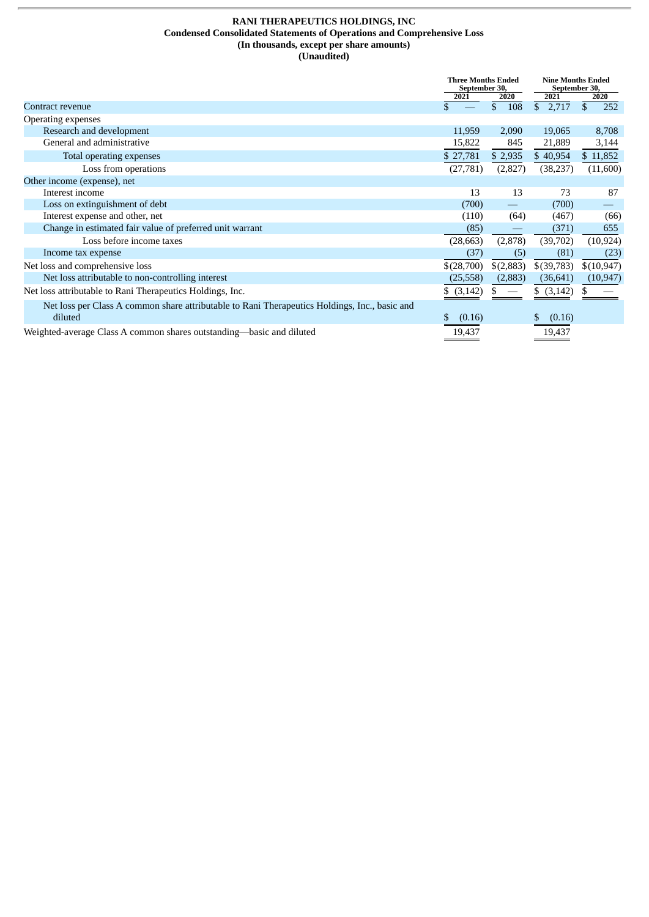**RANI THERAPEUTICS HOLDINGS, INC**
**Condensed Consolidated Statements of Operations and Comprehensive Loss**
**(In thousands, except per share amounts)**
**(Unaudited)**

| | Three Months Ended September 30, | | Nine Months Ended September 30, | |
|---|---|---|---|---|
| | 2021 | 2020 | 2021 | 2020 |
| Contract revenue | $ — | $ 108 | $ 2,717 | $ 252 |
| Operating expenses | | | | |
| Research and development | 11,959 | 2,090 | 19,065 | 8,708 |
| General and administrative | 15,822 | 845 | 21,889 | 3,144 |
| Total operating expenses | $ 27,781 | $ 2,935 | $ 40,954 | $ 11,852 |
| Loss from operations | (27,781) | (2,827) | (38,237) | (11,600) |
| Other income (expense), net | | | | |
| Interest income | 13 | 13 | 73 | 87 |
| Loss on extinguishment of debt | (700) | — | (700) | — |
| Interest expense and other, net | (110) | (64) | (467) | (66) |
| Change in estimated fair value of preferred unit warrant | (85) | — | (371) | 655 |
| Loss before income taxes | (28,663) | (2,878) | (39,702) | (10,924) |
| Income tax expense | (37) | (5) | (81) | (23) |
| Net loss and comprehensive loss | $(28,700) | $(2,883) | $(39,783) | $(10,947) |
| Net loss attributable to non-controlling interest | (25,558) | (2,883) | (36,641) | (10,947) |
| Net loss attributable to Rani Therapeutics Holdings, Inc. | $ (3,142) | $ — | $ (3,142) | $ — |
| Net loss per Class A common share attributable to Rani Therapeutics Holdings, Inc., basic and diluted | $ (0.16) | | $ (0.16) | |
| Weighted-average Class A common shares outstanding—basic and diluted | 19,437 | | 19,437 | |